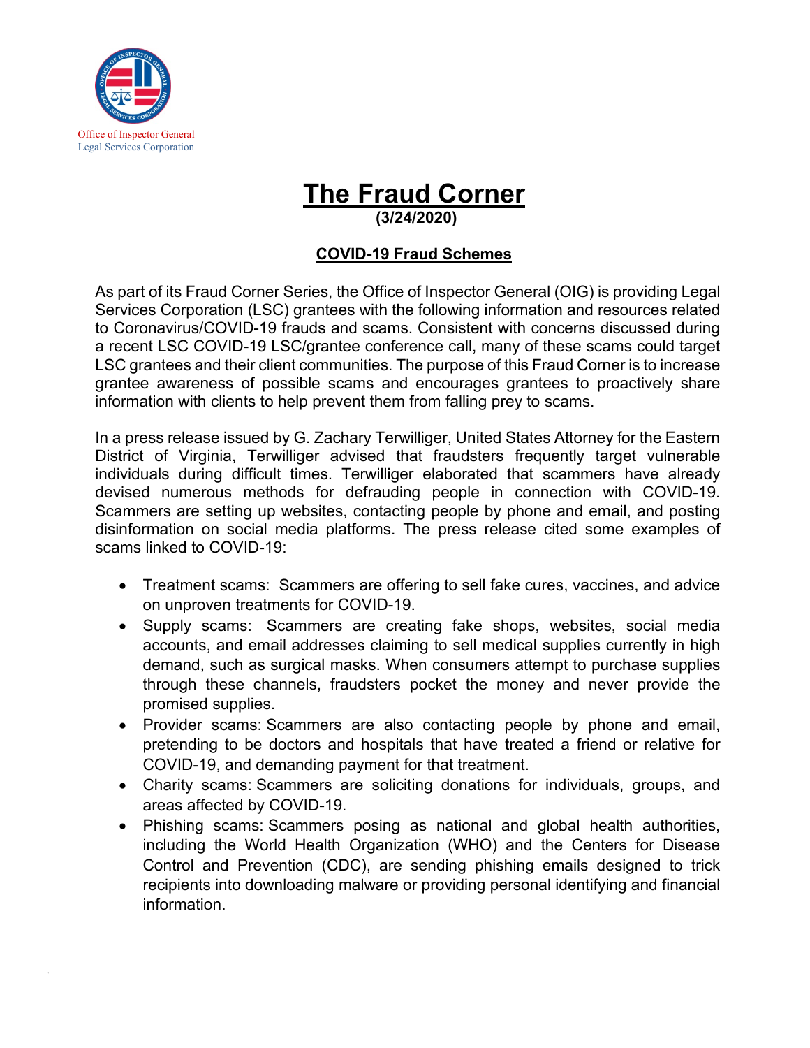Office of Inspector General
Legal Services Corporation

# The Fraud Corner

**(3/24/2020)**

## COVID-19 Fraud Schemes

As part of its Fraud Corner Series, the Office of Inspector General (OIG) is providing Legal Services Corporation (LSC) grantees with the following information and resources related to Coronavirus/COVID-19 frauds and scams. Consistent with concerns discussed during a recent LSC COVID-19 LSC/grantee conference call, many of these scams could target LSC grantees and their client communities. The purpose of this Fraud Corner is to increase grantee awareness of possible scams and encourages grantees to proactively share information with clients to help prevent them from falling prey to scams.

In a press release issued by G. Zachary Terwilliger, United States Attorney for the Eastern District of Virginia, Terwilliger advised that fraudsters frequently target vulnerable individuals during difficult times. Terwilliger elaborated that scammers have already devised numerous methods for defrauding people in connection with COVID-19. Scammers are setting up websites, contacting people by phone and email, and posting disinformation on social media platforms. The press release cited some examples of scams linked to COVID-19:

- Treatment scams: Scammers are offering to sell fake cures, vaccines, and advice on unproven treatments for COVID-19.
- Supply scams: Scammers are creating fake shops, websites, social media accounts, and email addresses claiming to sell medical supplies currently in high demand, such as surgical masks. When consumers attempt to purchase supplies through these channels, fraudsters pocket the money and never provide the promised supplies.
- Provider scams: Scammers are also contacting people by phone and email, pretending to be doctors and hospitals that have treated a friend or relative for COVID-19, and demanding payment for that treatment.
- Charity scams: Scammers are soliciting donations for individuals, groups, and areas affected by COVID-19.
- Phishing scams: Scammers posing as national and global health authorities, including the World Health Organization (WHO) and the Centers for Disease Control and Prevention (CDC), are sending phishing emails designed to trick recipients into downloading malware or providing personal identifying and financial information.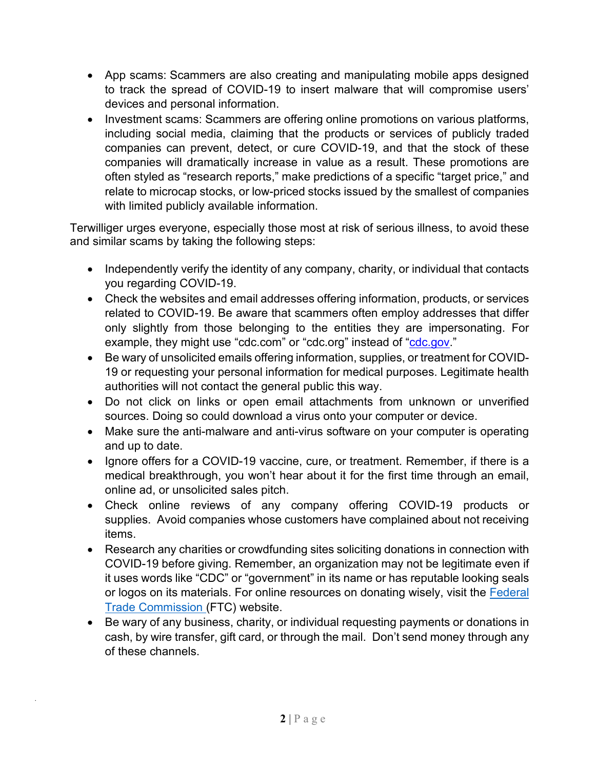- App scams: Scammers are also creating and manipulating mobile apps designed to track the spread of COVID-19 to insert malware that will compromise users' devices and personal information.
- Investment scams: Scammers are offering online promotions on various platforms, including social media, claiming that the products or services of publicly traded companies can prevent, detect, or cure COVID-19, and that the stock of these companies will dramatically increase in value as a result. These promotions are often styled as "research reports," make predictions of a specific "target price," and relate to microcap stocks, or low-priced stocks issued by the smallest of companies with limited publicly available information.

Terwilliger urges everyone, especially those most at risk of serious illness, to avoid these and similar scams by taking the following steps:

- Independently verify the identity of any company, charity, or individual that contacts you regarding COVID-19.
- Check the websites and email addresses offering information, products, or services related to COVID-19. Be aware that scammers often employ addresses that differ only slightly from those belonging to the entities they are impersonating. For example, they might use "cdc.com" or "cdc.org" instead of "[cdc.gov](cdc.gov)."
- Be wary of unsolicited emails offering information, supplies, or treatment for COVID-19 or requesting your personal information for medical purposes. Legitimate health authorities will not contact the general public this way.
- Do not click on links or open email attachments from unknown or unverified sources. Doing so could download a virus onto your computer or device.
- Make sure the anti-malware and anti-virus software on your computer is operating and up to date.
- Ignore offers for a COVID-19 vaccine, cure, or treatment. Remember, if there is a medical breakthrough, you won't hear about it for the first time through an email, online ad, or unsolicited sales pitch.
- Check online reviews of any company offering COVID-19 products or supplies. Avoid companies whose customers have complained about not receiving items.
- Research any charities or crowdfunding sites soliciting donations in connection with COVID-19 before giving. Remember, an organization may not be legitimate even if it uses words like "CDC" or "government" in its name or has reputable looking seals or logos on its materials. For online resources on donating wisely, visit the Federal Trade Commission (FTC) website.
- Be wary of any business, charity, or individual requesting payments or donations in cash, by wire transfer, gift card, or through the mail. Don't send money through any of these channels.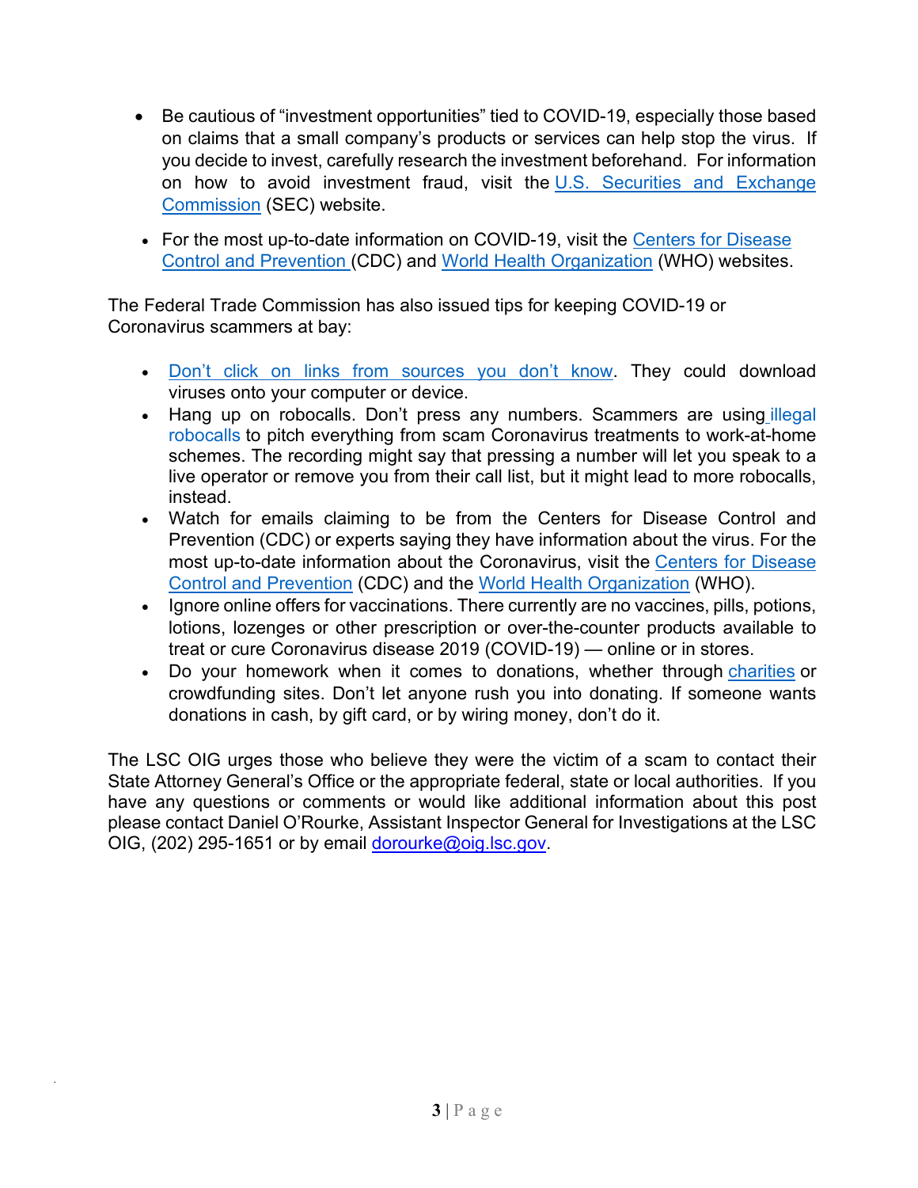- Be cautious of "investment opportunities" tied to COVID-19, especially those based on claims that a small company's products or services can help stop the virus. If you decide to invest, carefully research the investment beforehand. For information on how to avoid investment fraud, visit the U.S. Securities and Exchange Commission (SEC) website.
- For the most up-to-date information on COVID-19, visit the Centers for Disease Control and Prevention (CDC) and World Health Organization (WHO) websites.

The Federal Trade Commission has also issued tips for keeping COVID-19 or Coronavirus scammers at bay:

- Don't click on links from sources you don't know. They could download viruses onto your computer or device.
- Hang up on robocalls. Don't press any numbers. Scammers are using illegal robocalls to pitch everything from scam Coronavirus treatments to work-at-home schemes. The recording might say that pressing a number will let you speak to a live operator or remove you from their call list, but it might lead to more robocalls, instead.
- Watch for emails claiming to be from the Centers for Disease Control and Prevention (CDC) or experts saying they have information about the virus. For the most up-to-date information about the Coronavirus, visit the Centers for Disease Control and Prevention (CDC) and the World Health Organization (WHO).
- Ignore online offers for vaccinations. There currently are no vaccines, pills, potions, lotions, lozenges or other prescription or over-the-counter products available to treat or cure Coronavirus disease 2019 (COVID-19) — online or in stores.
- Do your homework when it comes to donations, whether through charities or crowdfunding sites. Don't let anyone rush you into donating. If someone wants donations in cash, by gift card, or by wiring money, don't do it.

The LSC OIG urges those who believe they were the victim of a scam to contact their State Attorney General's Office or the appropriate federal, state or local authorities. If you have any questions or comments or would like additional information about this post please contact Daniel O'Rourke, Assistant Inspector General for Investigations at the LSC OIG, (202) 295-1651 or by email dorourke@oig.lsc.gov.